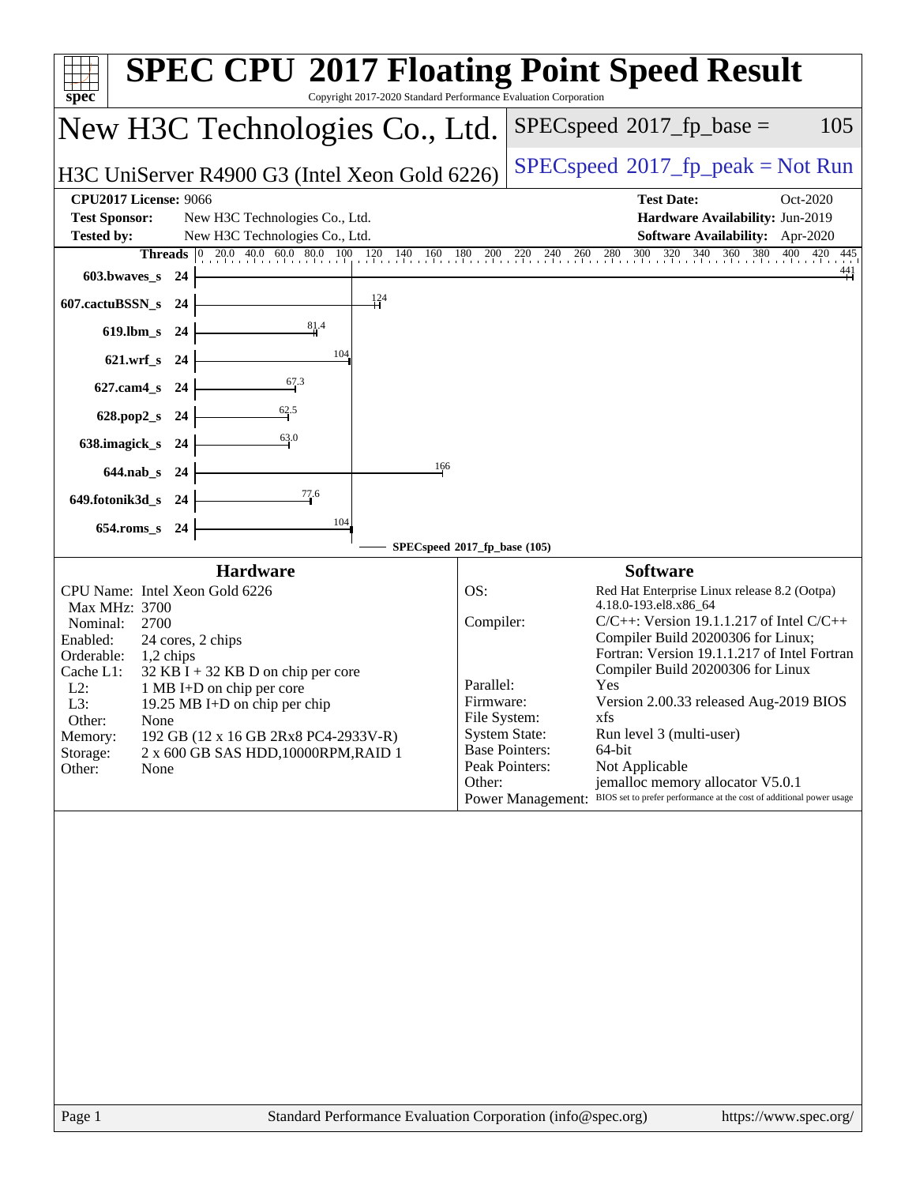# SPEC CPU 2017 Floating Point Speed Result

Copyright 2017-2020 Standard Performance Evaluation Corporation

## New H3C Technologies Co., Ltd.

H3C UniServer R4900 G3 (Intel Xeon Gold 6226)

SPECspeed 2017_fp_base = 105

SPECspeed 2017_fp_peak = Not Run

| | | | |
|---|---|---|---|
| **CPU2017 License:** | 9066 | **Test Date:** | Oct-2020 |
| **Test Sponsor:** | New H3C Technologies Co., Ltd. | **Hardware Availability:** | Jun-2019 |
| **Tested by:** | New H3C Technologies Co., Ltd. | **Software Availability:** | Apr-2020 |

| Benchmark | Threads | SPECspeed 2017_fp_base |
|---|---|---|
| 603.bwaves_s | 24 | 441 |
| 607.cactuBSSN_s | 24 | 124 |
| 619.lbm_s | 24 | 81.4 |
| 621.wrf_s | 24 | 104 |
| 627.cam4_s | 24 | 67.3 |
| 628.pop2_s | 24 | 62.5 |
| 638.imagick_s | 24 | 63.0 |
| 644.nab_s | 24 | 166 |
| 649.fotonik3d_s | 24 | 77.6 |
| 654.roms_s | 24 | 104 |

SPECspeed 2017_fp_base (105)

### Hardware

| | |
|---|---|
| CPU Name: | Intel Xeon Gold 6226 |
| Max MHz: | 3700 |
| Nominal: | 2700 |
| Enabled: | 24 cores, 2 chips |
| Orderable: | 1,2 chips |
| Cache L1: | 32 KB I + 32 KB D on chip per core |
| L2: | 1 MB I+D on chip per core |
| L3: | 19.25 MB I+D on chip per chip |
| Other: | None |
| Memory: | 192 GB (12 x 16 GB 2Rx8 PC4-2933V-R) |
| Storage: | 2 x 600 GB SAS HDD,10000RPM,RAID 1 |
| Other: | None |

### Software

| | |
|---|---|
| OS: | Red Hat Enterprise Linux release 8.2 (Ootpa) 4.18.0-193.el8.x86_64 |
| Compiler: | C/C++: Version 19.1.1.217 of Intel C/C++ Compiler Build 20200306 for Linux; Fortran: Version 19.1.1.217 of Intel Fortran Compiler Build 20200306 for Linux |
| Parallel: | Yes |
| Firmware: | Version 2.00.33 released Aug-2019 BIOS |
| File System: | xfs |
| System State: | Run level 3 (multi-user) |
| Base Pointers: | 64-bit |
| Peak Pointers: | Not Applicable |
| Other: | jemalloc memory allocator V5.0.1 |
| Power Management: | BIOS set to prefer performance at the cost of additional power usage |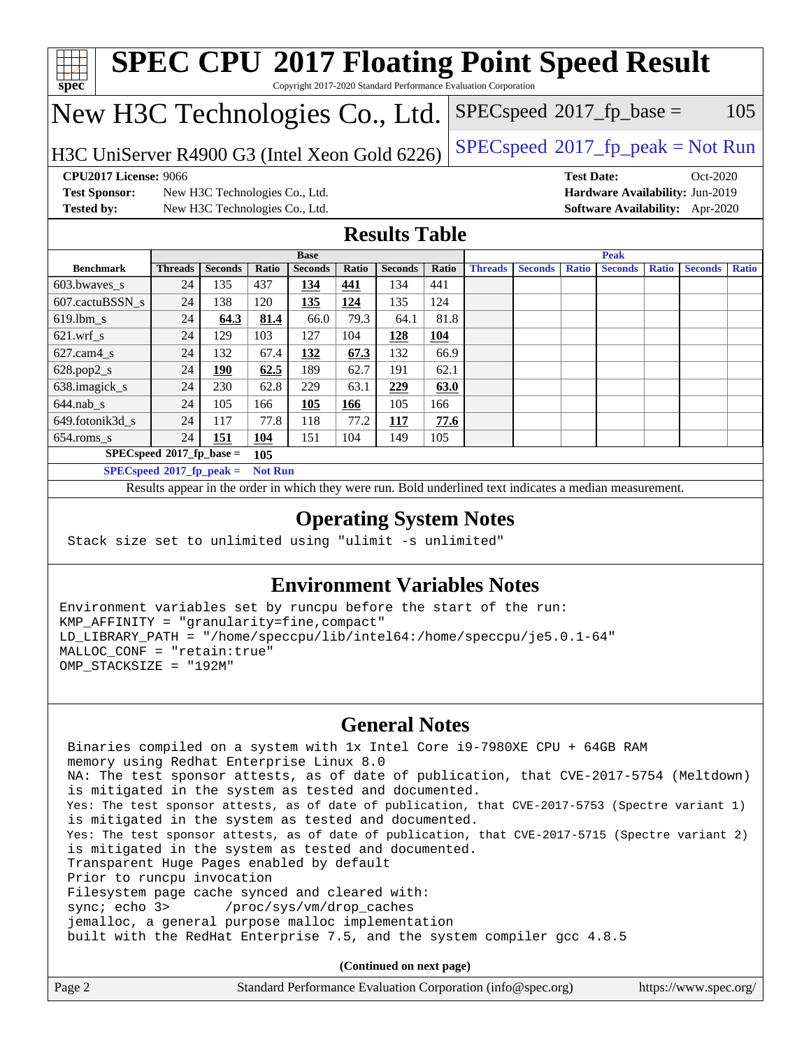# SPEC CPU 2017 Floating Point Speed Result

Copyright 2017-2020 Standard Performance Evaluation Corporation

## New H3C Technologies Co., Ltd.

H3C UniServer R4900 G3 (Intel Xeon Gold 6226)

SPECspeed 2017_fp_base = 105

SPECspeed 2017_fp_peak = Not Run

**CPU2017 License:** 9066

**Test Sponsor:** New H3C Technologies Co., Ltd.

**Tested by:** New H3C Technologies Co., Ltd.

**Test Date:** Oct-2020

**Hardware Availability:** Jun-2019

**Software Availability:** Apr-2020

## Results Table

| | Base | | | | | | | Peak | | | | | | |
|---|---|---|---|---|---|---|---|---|---|---|---|---|---|---|
| **Benchmark** | **Threads** | **Seconds** | **Ratio** | **Seconds** | **Ratio** | **Seconds** | **Ratio** | **Threads** | **Seconds** | **Ratio** | **Seconds** | **Ratio** | **Seconds** | **Ratio** |
| 603.bwaves_s | 24 | 135 | 437 | **134** | **441** | 134 | 441 | | | | | | | |
| 607.cactuBSSN_s | 24 | 138 | 120 | **135** | **124** | 135 | 124 | | | | | | | |
| 619.lbm_s | 24 | **64.3** | **81.4** | 66.0 | 79.3 | 64.1 | 81.8 | | | | | | | |
| 621.wrf_s | 24 | 129 | 103 | 127 | 104 | **128** | **104** | | | | | | | |
| 627.cam4_s | 24 | 132 | 67.4 | **132** | **67.3** | 132 | 66.9 | | | | | | | |
| 628.pop2_s | 24 | **190** | **62.5** | 189 | 62.7 | 191 | 62.1 | | | | | | | |
| 638.imagick_s | 24 | 230 | 62.8 | 229 | 63.1 | **229** | **63.0** | | | | | | | |
| 644.nab_s | 24 | 105 | 166 | **105** | **166** | 105 | 166 | | | | | | | |
| 649.fotonik3d_s | 24 | 117 | 77.8 | 118 | 77.2 | **117** | **77.6** | | | | | | | |
| 654.roms_s | 24 | **151** | **104** | 151 | 104 | 149 | 105 | | | | | | | |

**SPECspeed 2017_fp_base = 105**

**SPECspeed 2017_fp_peak = Not Run**

Results appear in the order in which they were run. Bold underlined text indicates a median measurement.

## Operating System Notes

```
Stack size set to unlimited using "ulimit -s unlimited"
```

## Environment Variables Notes

```
Environment variables set by runcpu before the start of the run:
KMP_AFFINITY = "granularity=fine,compact"
LD_LIBRARY_PATH = "/home/speccpu/lib/intel64:/home/speccpu/je5.0.1-64"
MALLOC_CONF = "retain:true"
OMP_STACKSIZE = "192M"
```

## General Notes

```
Binaries compiled on a system with 1x Intel Core i9-7980XE CPU + 64GB RAM
memory using Redhat Enterprise Linux 8.0
NA: The test sponsor attests, as of date of publication, that CVE-2017-5754 (Meltdown)
is mitigated in the system as tested and documented.
Yes: The test sponsor attests, as of date of publication, that CVE-2017-5753 (Spectre variant 1)
is mitigated in the system as tested and documented.
Yes: The test sponsor attests, as of date of publication, that CVE-2017-5715 (Spectre variant 2)
is mitigated in the system as tested and documented.
Transparent Huge Pages enabled by default
Prior to runcpu invocation
Filesystem page cache synced and cleared with:
sync; echo 3>       /proc/sys/vm/drop_caches
jemalloc, a general purpose malloc implementation
built with the RedHat Enterprise 7.5, and the system compiler gcc 4.8.5
```

(Continued on next page)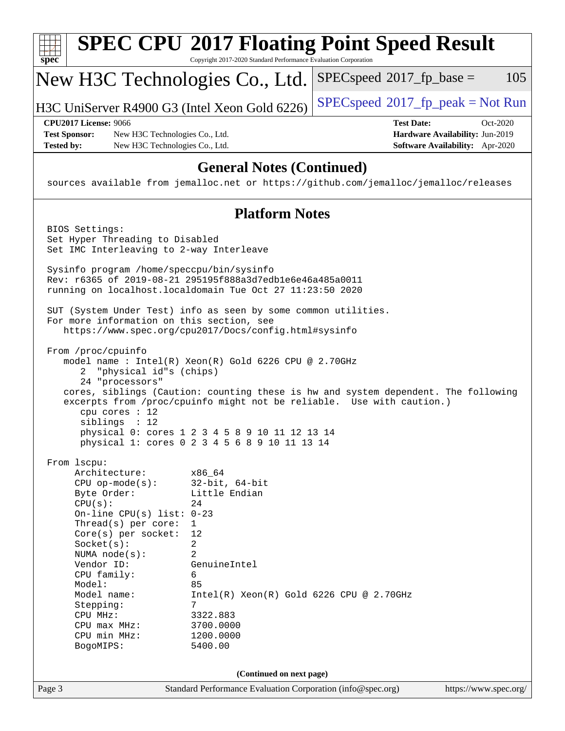# SPEC CPU 2017 Floating Point Speed Result

Copyright 2017-2020 Standard Performance Evaluation Corporation

## New H3C Technologies Co., Ltd.

H3C UniServer R4900 G3 (Intel Xeon Gold 6226)

SPECspeed 2017_fp_base = 105

SPECspeed 2017_fp_peak = Not Run

**CPU2017 License:** 9066
**Test Sponsor:** New H3C Technologies Co., Ltd.
**Tested by:** New H3C Technologies Co., Ltd.
**Test Date:** Oct-2020
**Hardware Availability:** Jun-2019
**Software Availability:** Apr-2020

## General Notes (Continued)

```
sources available from jemalloc.net or https://github.com/jemalloc/jemalloc/releases
```

## Platform Notes

```
BIOS Settings:
Set Hyper Threading to Disabled
Set IMC Interleaving to 2-way Interleave

Sysinfo program /home/speccpu/bin/sysinfo
Rev: r6365 of 2019-08-21 295195f888a3d7edb1e6e46a485a0011
running on localhost.localdomain Tue Oct 27 11:23:50 2020

SUT (System Under Test) info as seen by some common utilities.
For more information on this section, see
   https://www.spec.org/cpu2017/Docs/config.html#sysinfo

From /proc/cpuinfo
   model name : Intel(R) Xeon(R) Gold 6226 CPU @ 2.70GHz
      2  "physical id"s (chips)
      24 "processors"
   cores, siblings (Caution: counting these is hw and system dependent. The following
   excerpts from /proc/cpuinfo might not be reliable.  Use with caution.)
      cpu cores : 12
      siblings  : 12
      physical 0: cores 1 2 3 4 5 8 9 10 11 12 13 14
      physical 1: cores 0 2 3 4 5 6 8 9 10 11 13 14

From lscpu:
     Architecture:        x86_64
     CPU op-mode(s):      32-bit, 64-bit
     Byte Order:          Little Endian
     CPU(s):              24
     On-line CPU(s) list: 0-23
     Thread(s) per core:  1
     Core(s) per socket:  12
     Socket(s):           2
     NUMA node(s):        2
     Vendor ID:           GenuineIntel
     CPU family:          6
     Model:               85
     Model name:          Intel(R) Xeon(R) Gold 6226 CPU @ 2.70GHz
     Stepping:            7
     CPU MHz:             3322.883
     CPU max MHz:         3700.0000
     CPU min MHz:         1200.0000
     BogoMIPS:            5400.00
```

**(Continued on next page)**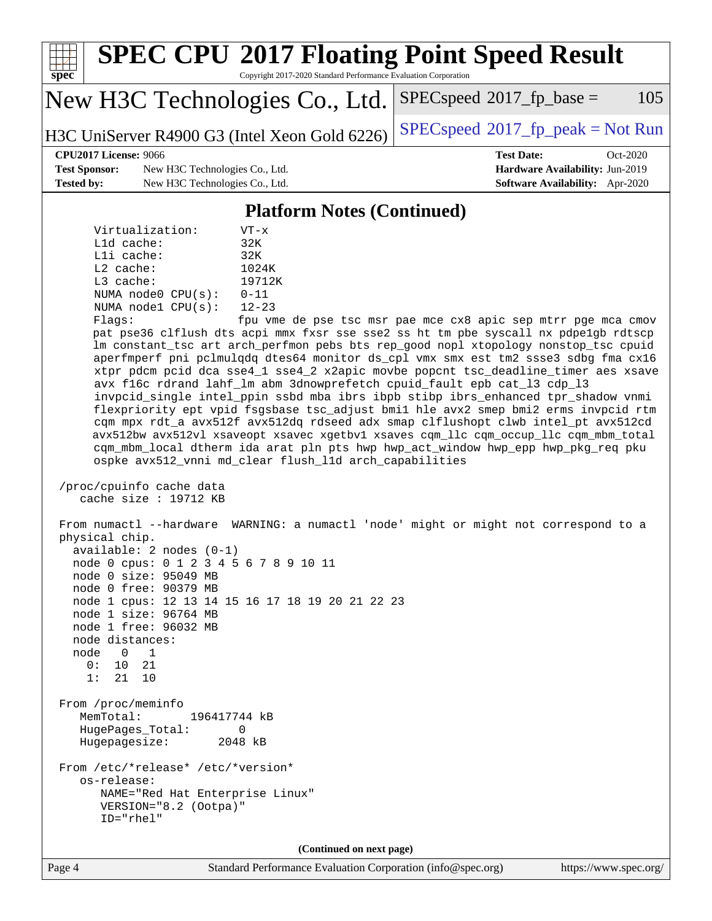# SPEC CPU 2017 Floating Point Speed Result

Copyright 2017-2020 Standard Performance Evaluation Corporation

## New H3C Technologies Co., Ltd.

H3C UniServer R4900 G3 (Intel Xeon Gold 6226)

SPECspeed 2017_fp_base = 105

SPECspeed 2017_fp_peak = Not Run

**CPU2017 License:** 9066
**Test Sponsor:** New H3C Technologies Co., Ltd.
**Tested by:** New H3C Technologies Co., Ltd.

**Test Date:** Oct-2020
**Hardware Availability:** Jun-2019
**Software Availability:** Apr-2020

### Platform Notes (Continued)

```
     Virtualization:      VT-x
     L1d cache:           32K
     L1i cache:           32K
     L2 cache:            1024K
     L3 cache:            19712K
     NUMA node0 CPU(s):   0-11
     NUMA node1 CPU(s):   12-23
     Flags:               fpu vme de pse tsc msr pae mce cx8 apic sep mtrr pge mca cmov
     pat pse36 clflush dts acpi mmx fxsr sse sse2 ss ht tm pbe syscall nx pdpe1gb rdtscp
     lm constant_tsc art arch_perfmon pebs bts rep_good nopl xtopology nonstop_tsc cpuid
     aperfmperf pni pclmulqdq dtes64 monitor ds_cpl vmx smx est tm2 ssse3 sdbg fma cx16
     xtpr pdcm pcid dca sse4_1 sse4_2 x2apic movbe popcnt tsc_deadline_timer aes xsave
     avx f16c rdrand lahf_lm abm 3dnowprefetch cpuid_fault epb cat_l3 cdp_l3
     invpcid_single intel_ppin ssbd mba ibrs ibpb stibp ibrs_enhanced tpr_shadow vnmi
     flexpriority ept vpid fsgsbase tsc_adjust bmi1 hle avx2 smep bmi2 erms invpcid rtm
     cqm mpx rdt_a avx512f avx512dq rdseed adx smap clflushopt clwb intel_pt avx512cd
     avx512bw avx512vl xsaveopt xsavec xgetbv1 xsaves cqm_llc cqm_occup_llc cqm_mbm_total
     cqm_mbm_local dtherm ida arat pln pts hwp hwp_act_window hwp_epp hwp_pkg_req pku
     ospke avx512_vnni md_clear flush_l1d arch_capabilities

 /proc/cpuinfo cache data
    cache size : 19712 KB

 From numactl --hardware  WARNING: a numactl 'node' might or might not correspond to a
 physical chip.
   available: 2 nodes (0-1)
   node 0 cpus: 0 1 2 3 4 5 6 7 8 9 10 11
   node 0 size: 95049 MB
   node 0 free: 90379 MB
   node 1 cpus: 12 13 14 15 16 17 18 19 20 21 22 23
   node 1 size: 96764 MB
   node 1 free: 96032 MB
   node distances:
   node   0   1
     0:  10  21
     1:  21  10

 From /proc/meminfo
    MemTotal:       196417744 kB
    HugePages_Total:       0
    Hugepagesize:       2048 kB

 From /etc/*release* /etc/*version*
    os-release:
       NAME="Red Hat Enterprise Linux"
       VERSION="8.2 (Ootpa)"
       ID="rhel"
```

(Continued on next page)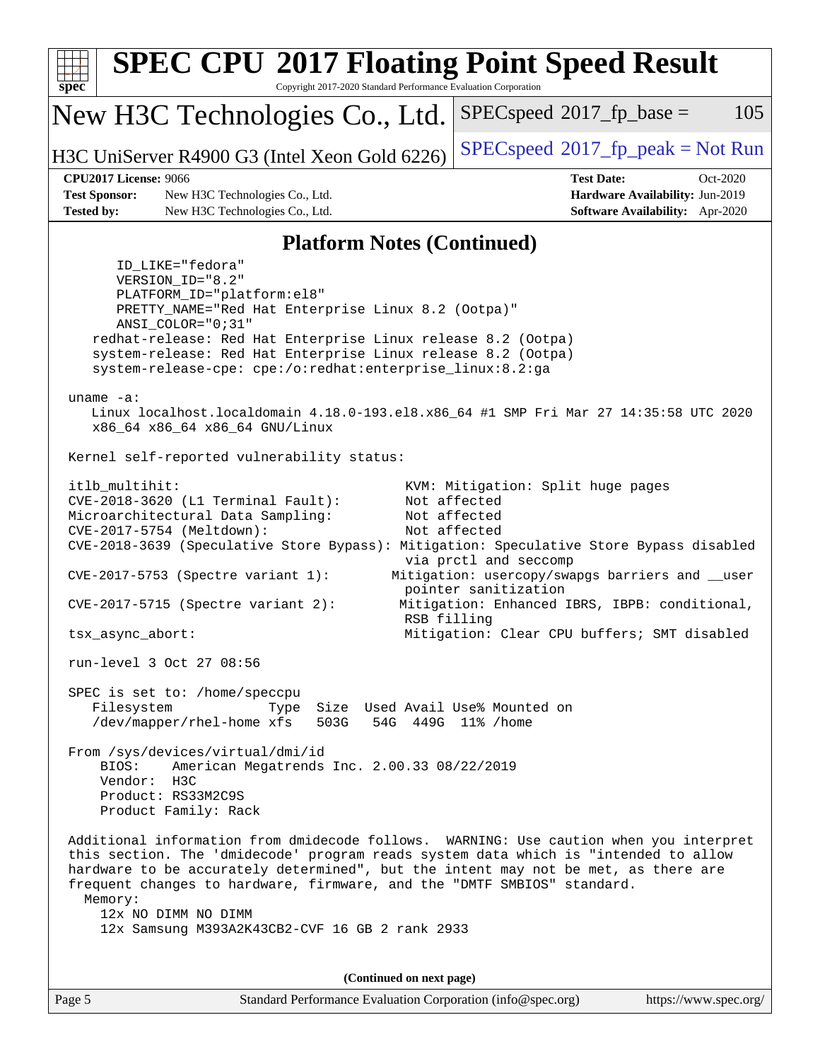# SPEC CPU 2017 Floating Point Speed Result

Copyright 2017-2020 Standard Performance Evaluation Corporation

**New H3C Technologies Co., Ltd.**

H3C UniServer R4900 G3 (Intel Xeon Gold 6226)

SPECspeed 2017_fp_base = 105

SPECspeed 2017_fp_peak = Not Run

| | | | |
|---|---|---|---|
| **CPU2017 License:** 9066 | | **Test Date:** | Oct-2020 |
| **Test Sponsor:** | New H3C Technologies Co., Ltd. | **Hardware Availability:** | Jun-2019 |
| **Tested by:** | New H3C Technologies Co., Ltd. | **Software Availability:** | Apr-2020 |

## Platform Notes (Continued)

```
       ID_LIKE="fedora"
       VERSION_ID="8.2"
       PLATFORM_ID="platform:el8"
       PRETTY_NAME="Red Hat Enterprise Linux 8.2 (Ootpa)"
       ANSI_COLOR="0;31"
    redhat-release: Red Hat Enterprise Linux release 8.2 (Ootpa)
    system-release: Red Hat Enterprise Linux release 8.2 (Ootpa)
    system-release-cpe: cpe:/o:redhat:enterprise_linux:8.2:ga

 uname -a:
    Linux localhost.localdomain 4.18.0-193.el8.x86_64 #1 SMP Fri Mar 27 14:35:58 UTC 2020
    x86_64 x86_64 x86_64 GNU/Linux

 Kernel self-reported vulnerability status:

 itlb_multihit:                                   KVM: Mitigation: Split huge pages
 CVE-2018-3620 (L1 Terminal Fault):              Not affected
 Microarchitectural Data Sampling:               Not affected
 CVE-2017-5754 (Meltdown):                       Not affected
 CVE-2018-3639 (Speculative Store Bypass): Mitigation: Speculative Store Bypass disabled
                                                 via prctl and seccomp
 CVE-2017-5753 (Spectre variant 1):            Mitigation: usercopy/swapgs barriers and __user
                                                 pointer sanitization
 CVE-2017-5715 (Spectre variant 2):             Mitigation: Enhanced IBRS, IBPB: conditional,
                                                 RSB filling
 tsx_async_abort:                                Mitigation: Clear CPU buffers; SMT disabled

 run-level 3 Oct 27 08:56

 SPEC is set to: /home/speccpu
    Filesystem            Type  Size  Used Avail Use% Mounted on
    /dev/mapper/rhel-home xfs   503G   54G  449G  11% /home

 From /sys/devices/virtual/dmi/id
     BIOS:    American Megatrends Inc. 2.00.33 08/22/2019
     Vendor:  H3C
     Product: RS33M2C9S
     Product Family: Rack

 Additional information from dmidecode follows.  WARNING: Use caution when you interpret
 this section. The 'dmidecode' program reads system data which is "intended to allow
 hardware to be accurately determined", but the intent may not be met, as there are
 frequent changes to hardware, firmware, and the "DMTF SMBIOS" standard.
   Memory:
     12x NO DIMM NO DIMM
     12x Samsung M393A2K43CB2-CVF 16 GB 2 rank 2933
```

(Continued on next page)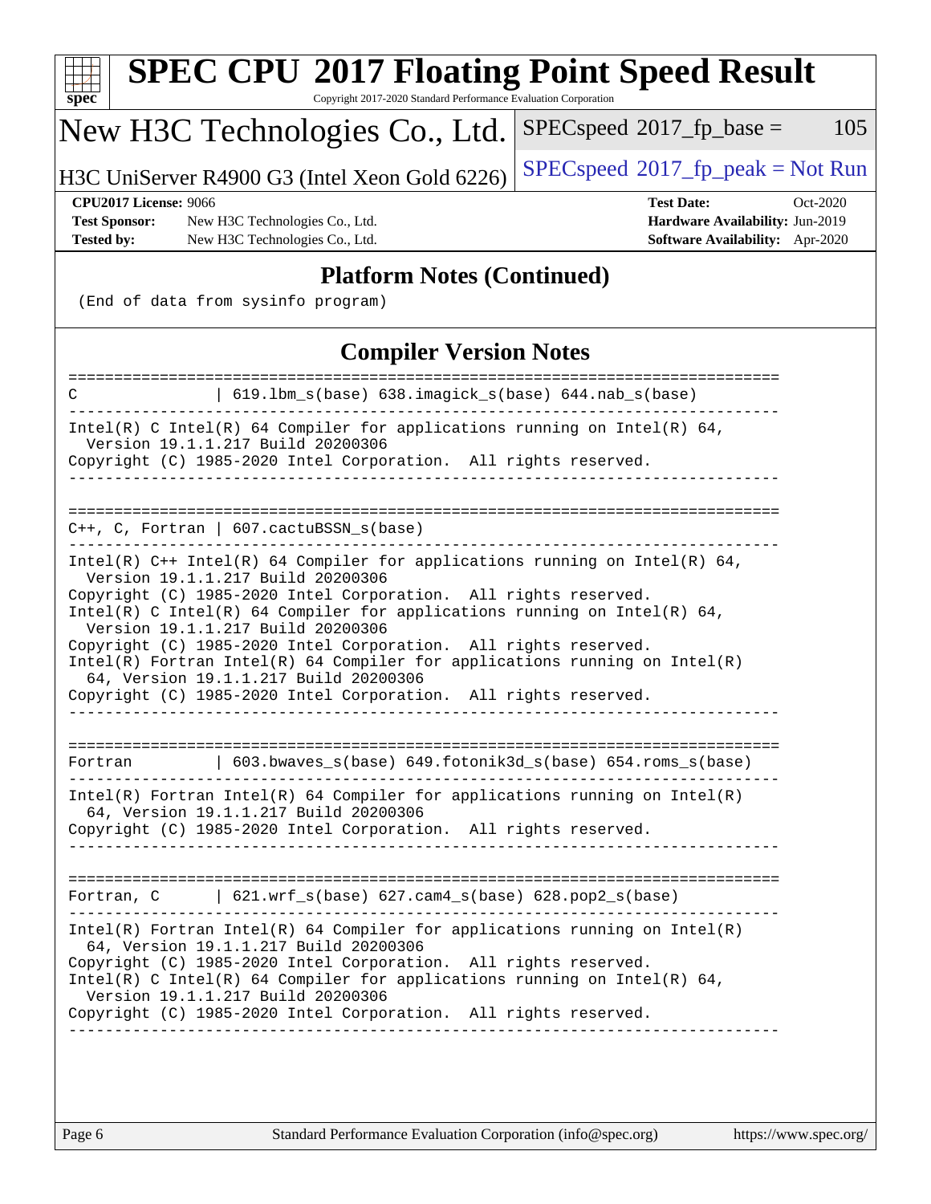# SPEC CPU 2017 Floating Point Speed Result

Copyright 2017-2020 Standard Performance Evaluation Corporation

## New H3C Technologies Co., Ltd.

H3C UniServer R4900 G3 (Intel Xeon Gold 6226)

SPECspeed 2017_fp_base = 105

SPECspeed 2017_fp_peak = Not Run

**CPU2017 License:** 9066
**Test Sponsor:** New H3C Technologies Co., Ltd.
**Tested by:** New H3C Technologies Co., Ltd.

**Test Date:** Oct-2020
**Hardware Availability:** Jun-2019
**Software Availability:** Apr-2020

## Platform Notes (Continued)

```
(End of data from sysinfo program)
```

## Compiler Version Notes

```
==============================================================================
C               | 619.lbm_s(base) 638.imagick_s(base) 644.nab_s(base)
------------------------------------------------------------------------------
Intel(R) C Intel(R) 64 Compiler for applications running on Intel(R) 64,
  Version 19.1.1.217 Build 20200306
Copyright (C) 1985-2020 Intel Corporation.  All rights reserved.
------------------------------------------------------------------------------

==============================================================================
C++, C, Fortran | 607.cactuBSSN_s(base)
------------------------------------------------------------------------------
Intel(R) C++ Intel(R) 64 Compiler for applications running on Intel(R) 64,
  Version 19.1.1.217 Build 20200306
Copyright (C) 1985-2020 Intel Corporation.  All rights reserved.
Intel(R) C Intel(R) 64 Compiler for applications running on Intel(R) 64,
  Version 19.1.1.217 Build 20200306
Copyright (C) 1985-2020 Intel Corporation.  All rights reserved.
Intel(R) Fortran Intel(R) 64 Compiler for applications running on Intel(R)
  64, Version 19.1.1.217 Build 20200306
Copyright (C) 1985-2020 Intel Corporation.  All rights reserved.
------------------------------------------------------------------------------

==============================================================================
Fortran         | 603.bwaves_s(base) 649.fotonik3d_s(base) 654.roms_s(base)
------------------------------------------------------------------------------
Intel(R) Fortran Intel(R) 64 Compiler for applications running on Intel(R)
  64, Version 19.1.1.217 Build 20200306
Copyright (C) 1985-2020 Intel Corporation.  All rights reserved.
------------------------------------------------------------------------------

==============================================================================
Fortran, C      | 621.wrf_s(base) 627.cam4_s(base) 628.pop2_s(base)
------------------------------------------------------------------------------
Intel(R) Fortran Intel(R) 64 Compiler for applications running on Intel(R)
  64, Version 19.1.1.217 Build 20200306
Copyright (C) 1985-2020 Intel Corporation.  All rights reserved.
Intel(R) C Intel(R) 64 Compiler for applications running on Intel(R) 64,
  Version 19.1.1.217 Build 20200306
Copyright (C) 1985-2020 Intel Corporation.  All rights reserved.
------------------------------------------------------------------------------
```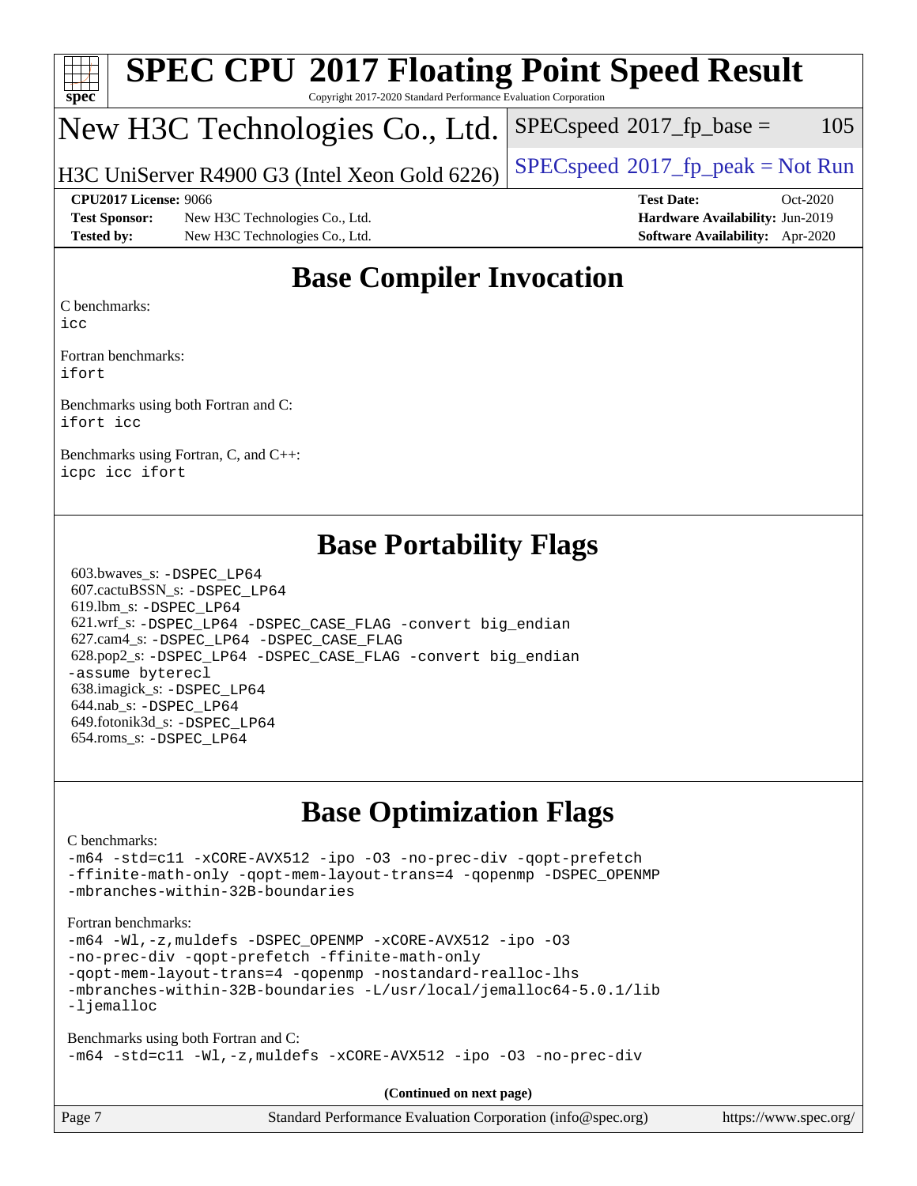# SPEC CPU 2017 Floating Point Speed Result

Copyright 2017-2020 Standard Performance Evaluation Corporation

## New H3C Technologies Co., Ltd.

H3C UniServer R4900 G3 (Intel Xeon Gold 6226)

SPECspeed 2017_fp_base = 105

SPECspeed 2017_fp_peak = Not Run

**CPU2017 License:** 9066
**Test Sponsor:** New H3C Technologies Co., Ltd.
**Tested by:** New H3C Technologies Co., Ltd.

**Test Date:** Oct-2020
**Hardware Availability:** Jun-2019
**Software Availability:** Apr-2020

## Base Compiler Invocation

C benchmarks:
`icc`

Fortran benchmarks:
`ifort`

Benchmarks using both Fortran and C:
`ifort icc`

Benchmarks using Fortran, C, and C++:
`icpc icc ifort`

## Base Portability Flags

603.bwaves_s: `-DSPEC_LP64`
607.cactuBSSN_s: `-DSPEC_LP64`
619.lbm_s: `-DSPEC_LP64`
621.wrf_s: `-DSPEC_LP64 -DSPEC_CASE_FLAG -convert big_endian`
627.cam4_s: `-DSPEC_LP64 -DSPEC_CASE_FLAG`
628.pop2_s: `-DSPEC_LP64 -DSPEC_CASE_FLAG -convert big_endian -assume byterecl`
638.imagick_s: `-DSPEC_LP64`
644.nab_s: `-DSPEC_LP64`
649.fotonik3d_s: `-DSPEC_LP64`
654.roms_s: `-DSPEC_LP64`

## Base Optimization Flags

C benchmarks:
```
-m64 -std=c11 -xCORE-AVX512 -ipo -O3 -no-prec-div -qopt-prefetch
-ffinite-math-only -qopt-mem-layout-trans=4 -qopenmp -DSPEC_OPENMP
-mbranches-within-32B-boundaries
```

Fortran benchmarks:
```
-m64 -Wl,-z,muldefs -DSPEC_OPENMP -xCORE-AVX512 -ipo -O3
-no-prec-div -qopt-prefetch -ffinite-math-only
-qopt-mem-layout-trans=4 -qopenmp -nostandard-realloc-lhs
-mbranches-within-32B-boundaries -L/usr/local/jemalloc64-5.0.1/lib
-ljemalloc
```

Benchmarks using both Fortran and C:
```
-m64 -std=c11 -Wl,-z,muldefs -xCORE-AVX512 -ipo -O3 -no-prec-div
```

**(Continued on next page)**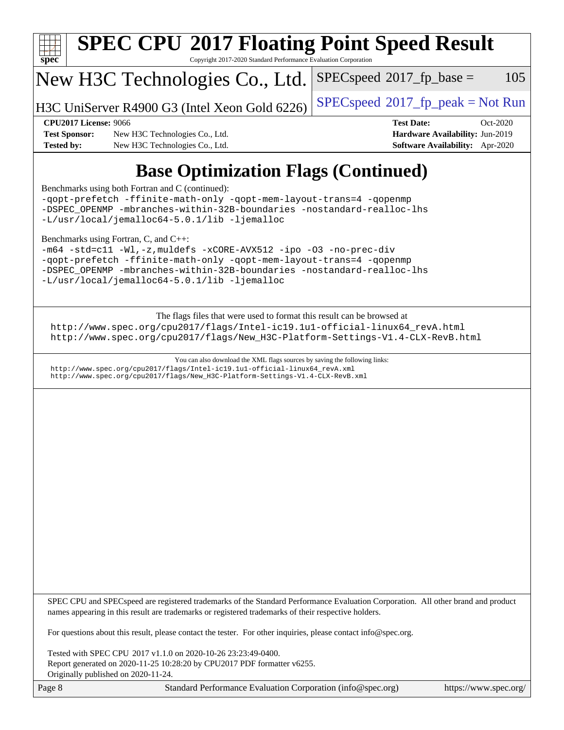# SPEC CPU 2017 Floating Point Speed Result

Copyright 2017-2020 Standard Performance Evaluation Corporation

## New H3C Technologies Co., Ltd.

H3C UniServer R4900 G3 (Intel Xeon Gold 6226)

SPECspeed 2017_fp_base = 105

SPECspeed 2017_fp_peak = Not Run

**CPU2017 License:** 9066
**Test Sponsor:** New H3C Technologies Co., Ltd.
**Tested by:** New H3C Technologies Co., Ltd.

**Test Date:** Oct-2020
**Hardware Availability:** Jun-2019
**Software Availability:** Apr-2020

# Base Optimization Flags (Continued)

Benchmarks using both Fortran and C (continued):

```
-qopt-prefetch -ffinite-math-only -qopt-mem-layout-trans=4 -qopenmp
-DSPEC_OPENMP -mbranches-within-32B-boundaries -nostandard-realloc-lhs
-L/usr/local/jemalloc64-5.0.1/lib -ljemalloc
```

Benchmarks using Fortran, C, and C++:

```
-m64 -std=c11 -Wl,-z,muldefs -xCORE-AVX512 -ipo -O3 -no-prec-div
-qopt-prefetch -ffinite-math-only -qopt-mem-layout-trans=4 -qopenmp
-DSPEC_OPENMP -mbranches-within-32B-boundaries -nostandard-realloc-lhs
-L/usr/local/jemalloc64-5.0.1/lib -ljemalloc
```

The flags files that were used to format this result can be browsed at

http://www.spec.org/cpu2017/flags/Intel-ic19.1u1-official-linux64_revA.html
http://www.spec.org/cpu2017/flags/New_H3C-Platform-Settings-V1.4-CLX-RevB.html

You can also download the XML flags sources by saving the following links:

http://www.spec.org/cpu2017/flags/Intel-ic19.1u1-official-linux64_revA.xml
http://www.spec.org/cpu2017/flags/New_H3C-Platform-Settings-V1.4-CLX-RevB.xml

SPEC CPU and SPECspeed are registered trademarks of the Standard Performance Evaluation Corporation. All other brand and product names appearing in this result are trademarks or registered trademarks of their respective holders.

For questions about this result, please contact the tester. For other inquiries, please contact info@spec.org.

Tested with SPEC CPU 2017 v1.1.0 on 2020-10-26 23:23:49-0400.
Report generated on 2020-11-25 10:28:20 by CPU2017 PDF formatter v6255.
Originally published on 2020-11-24.